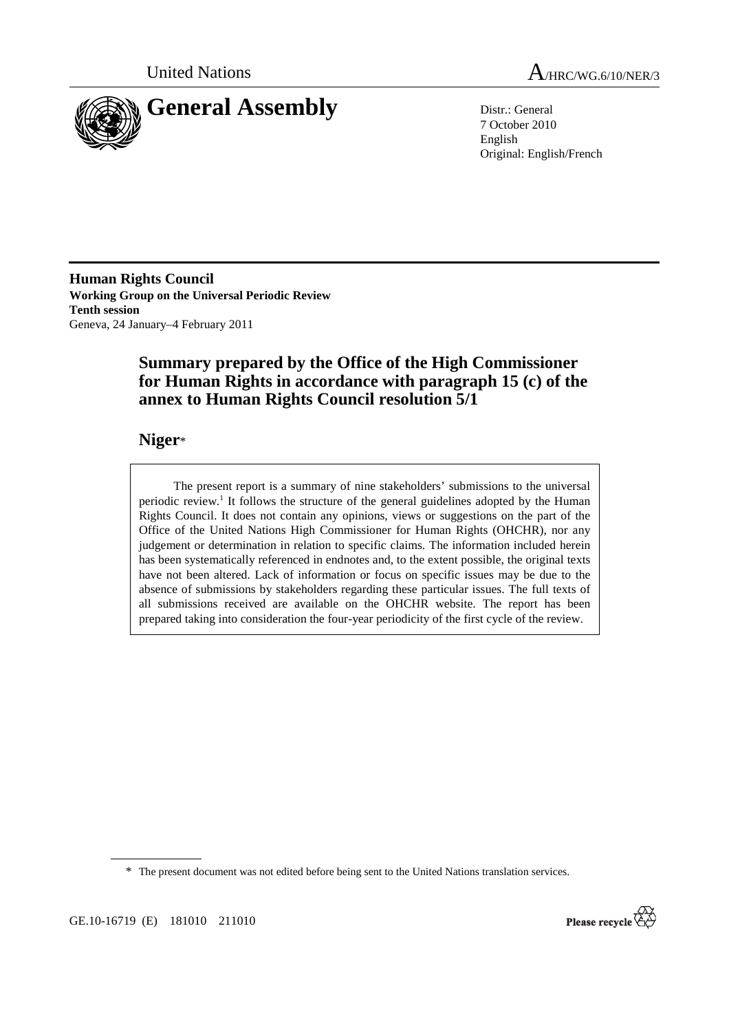United Nations

# A/HRC/WG.6/10/NER/3

# General Assembly

Distr.: General
7 October 2010
English
Original: English/French

**Human Rights Council**
**Working Group on the Universal Periodic Review**
**Tenth session**
Geneva, 24 January–4 February 2011

## Summary prepared by the Office of the High Commissioner for Human Rights in accordance with paragraph 15 (c) of the annex to Human Rights Council resolution 5/1

## Niger*

The present report is a summary of nine stakeholders' submissions to the universal periodic review.[1] It follows the structure of the general guidelines adopted by the Human Rights Council. It does not contain any opinions, views or suggestions on the part of the Office of the United Nations High Commissioner for Human Rights (OHCHR), nor any judgement or determination in relation to specific claims. The information included herein has been systematically referenced in endnotes and, to the extent possible, the original texts have not been altered. Lack of information or focus on specific issues may be due to the absence of submissions by stakeholders regarding these particular issues. The full texts of all submissions received are available on the OHCHR website. The report has been prepared taking into consideration the four-year periodicity of the first cycle of the review.

\* The present document was not edited before being sent to the United Nations translation services.

GE.10-16719 (E) 181010 211010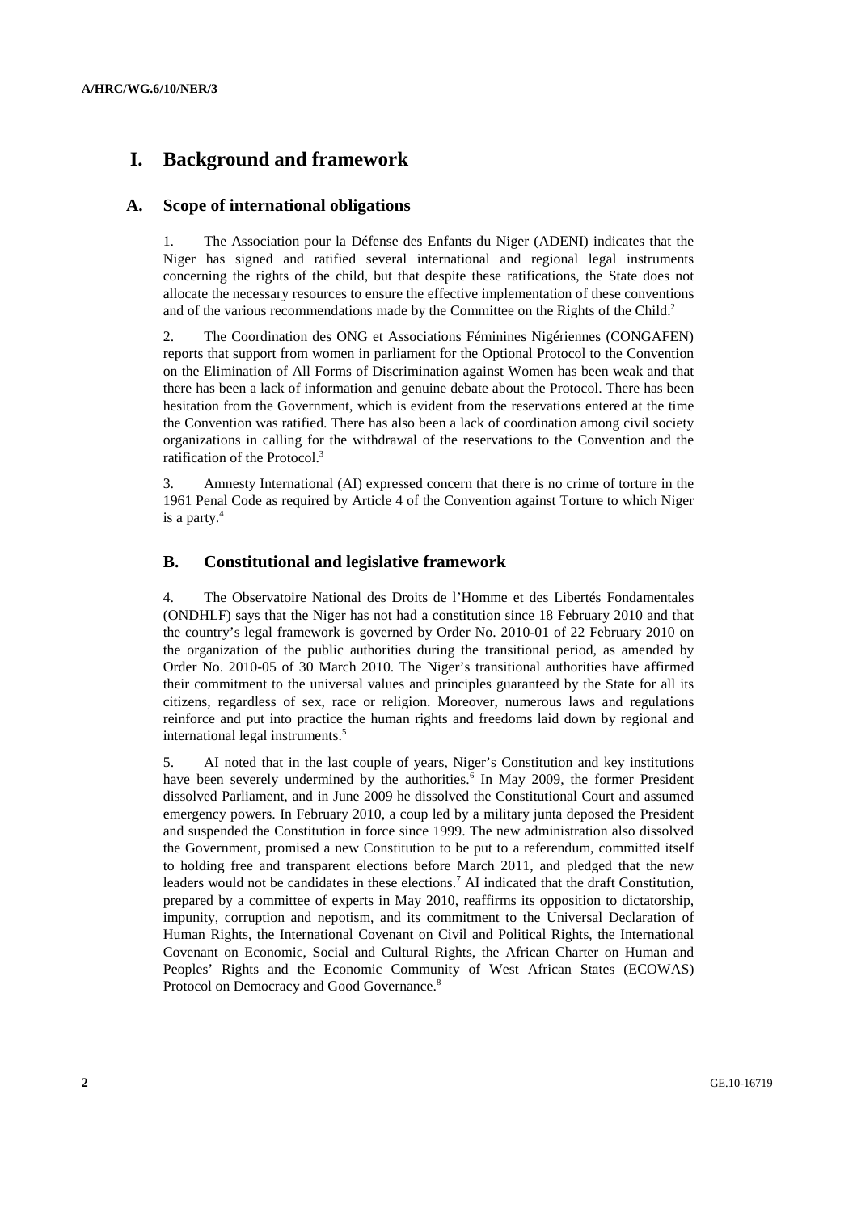# I. Background and framework

## A. Scope of international obligations

1. The Association pour la Défense des Enfants du Niger (ADENI) indicates that the Niger has signed and ratified several international and regional legal instruments concerning the rights of the child, but that despite these ratifications, the State does not allocate the necessary resources to ensure the effective implementation of these conventions and of the various recommendations made by the Committee on the Rights of the Child.[2]

2. The Coordination des ONG et Associations Féminines Nigériennes (CONGAFEN) reports that support from women in parliament for the Optional Protocol to the Convention on the Elimination of All Forms of Discrimination against Women has been weak and that there has been a lack of information and genuine debate about the Protocol. There has been hesitation from the Government, which is evident from the reservations entered at the time the Convention was ratified. There has also been a lack of coordination among civil society organizations in calling for the withdrawal of the reservations to the Convention and the ratification of the Protocol.[3]

3. Amnesty International (AI) expressed concern that there is no crime of torture in the 1961 Penal Code as required by Article 4 of the Convention against Torture to which Niger is a party.[4]

## B. Constitutional and legislative framework

4. The Observatoire National des Droits de l'Homme et des Libertés Fondamentales (ONDHLF) says that the Niger has not had a constitution since 18 February 2010 and that the country's legal framework is governed by Order No. 2010-01 of 22 February 2010 on the organization of the public authorities during the transitional period, as amended by Order No. 2010-05 of 30 March 2010. The Niger's transitional authorities have affirmed their commitment to the universal values and principles guaranteed by the State for all its citizens, regardless of sex, race or religion. Moreover, numerous laws and regulations reinforce and put into practice the human rights and freedoms laid down by regional and international legal instruments.[5]

5. AI noted that in the last couple of years, Niger's Constitution and key institutions have been severely undermined by the authorities.[6] In May 2009, the former President dissolved Parliament, and in June 2009 he dissolved the Constitutional Court and assumed emergency powers. In February 2010, a coup led by a military junta deposed the President and suspended the Constitution in force since 1999. The new administration also dissolved the Government, promised a new Constitution to be put to a referendum, committed itself to holding free and transparent elections before March 2011, and pledged that the new leaders would not be candidates in these elections.[7] AI indicated that the draft Constitution, prepared by a committee of experts in May 2010, reaffirms its opposition to dictatorship, impunity, corruption and nepotism, and its commitment to the Universal Declaration of Human Rights, the International Covenant on Civil and Political Rights, the International Covenant on Economic, Social and Cultural Rights, the African Charter on Human and Peoples' Rights and the Economic Community of West African States (ECOWAS) Protocol on Democracy and Good Governance.[8]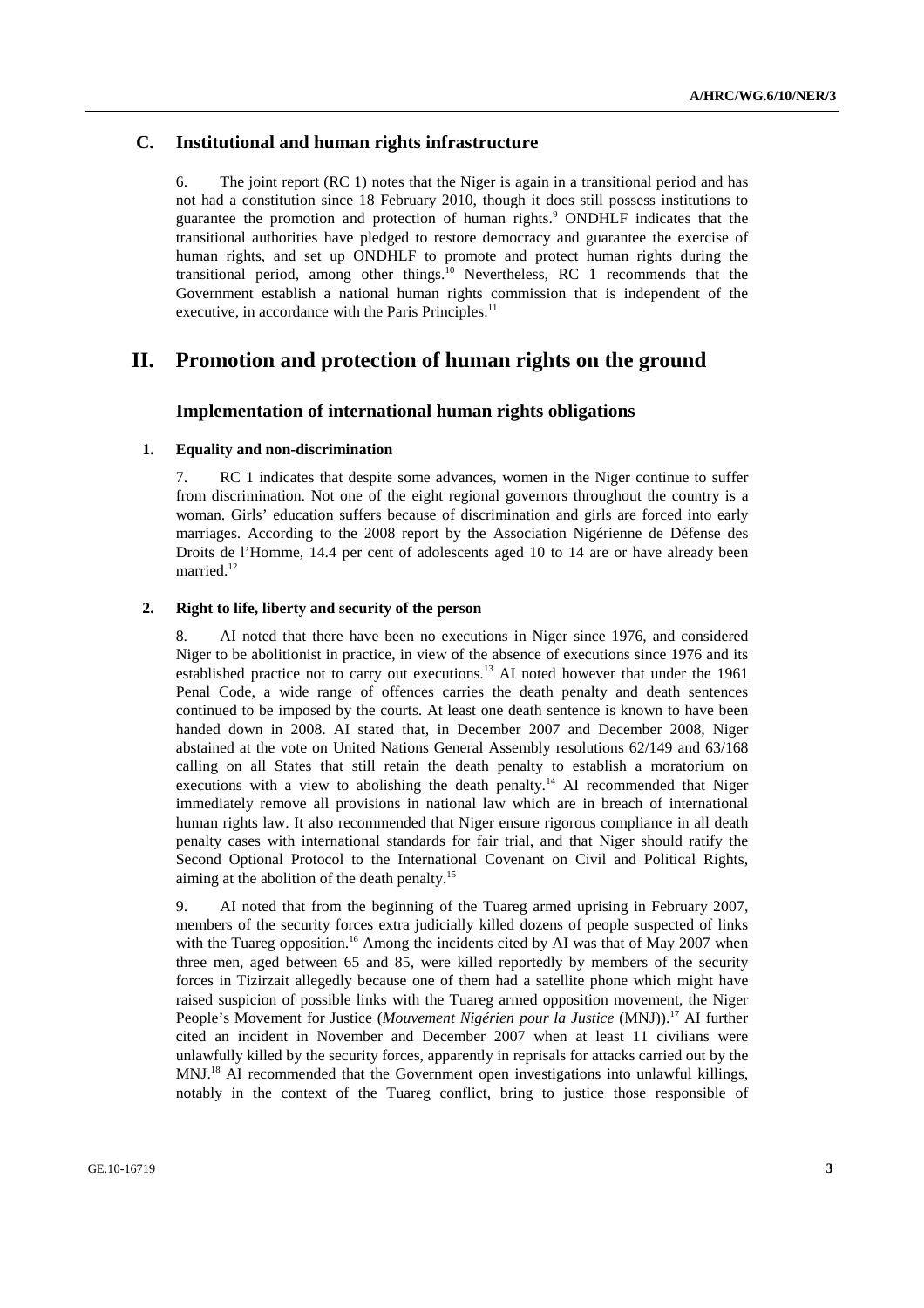## C. Institutional and human rights infrastructure

6. The joint report (RC 1) notes that the Niger is again in a transitional period and has not had a constitution since 18 February 2010, though it does still possess institutions to guarantee the promotion and protection of human rights.[9] ONDHLF indicates that the transitional authorities have pledged to restore democracy and guarantee the exercise of human rights, and set up ONDHLF to promote and protect human rights during the transitional period, among other things.[10] Nevertheless, RC 1 recommends that the Government establish a national human rights commission that is independent of the executive, in accordance with the Paris Principles.[11]

# II. Promotion and protection of human rights on the ground

## Implementation of international human rights obligations

### 1. Equality and non-discrimination

7. RC 1 indicates that despite some advances, women in the Niger continue to suffer from discrimination. Not one of the eight regional governors throughout the country is a woman. Girls' education suffers because of discrimination and girls are forced into early marriages. According to the 2008 report by the Association Nigérienne de Défense des Droits de l'Homme, 14.4 per cent of adolescents aged 10 to 14 are or have already been married.[12]

### 2. Right to life, liberty and security of the person

8. AI noted that there have been no executions in Niger since 1976, and considered Niger to be abolitionist in practice, in view of the absence of executions since 1976 and its established practice not to carry out executions.[13] AI noted however that under the 1961 Penal Code, a wide range of offences carries the death penalty and death sentences continued to be imposed by the courts. At least one death sentence is known to have been handed down in 2008. AI stated that, in December 2007 and December 2008, Niger abstained at the vote on United Nations General Assembly resolutions 62/149 and 63/168 calling on all States that still retain the death penalty to establish a moratorium on executions with a view to abolishing the death penalty.[14] AI recommended that Niger immediately remove all provisions in national law which are in breach of international human rights law. It also recommended that Niger ensure rigorous compliance in all death penalty cases with international standards for fair trial, and that Niger should ratify the Second Optional Protocol to the International Covenant on Civil and Political Rights, aiming at the abolition of the death penalty.[15]

9. AI noted that from the beginning of the Tuareg armed uprising in February 2007, members of the security forces extra judicially killed dozens of people suspected of links with the Tuareg opposition.[16] Among the incidents cited by AI was that of May 2007 when three men, aged between 65 and 85, were killed reportedly by members of the security forces in Tizirzait allegedly because one of them had a satellite phone which might have raised suspicion of possible links with the Tuareg armed opposition movement, the Niger People's Movement for Justice (*Mouvement Nigérien pour la Justice* (MNJ)).[17] AI further cited an incident in November and December 2007 when at least 11 civilians were unlawfully killed by the security forces, apparently in reprisals for attacks carried out by the MNJ.[18] AI recommended that the Government open investigations into unlawful killings, notably in the context of the Tuareg conflict, bring to justice those responsible of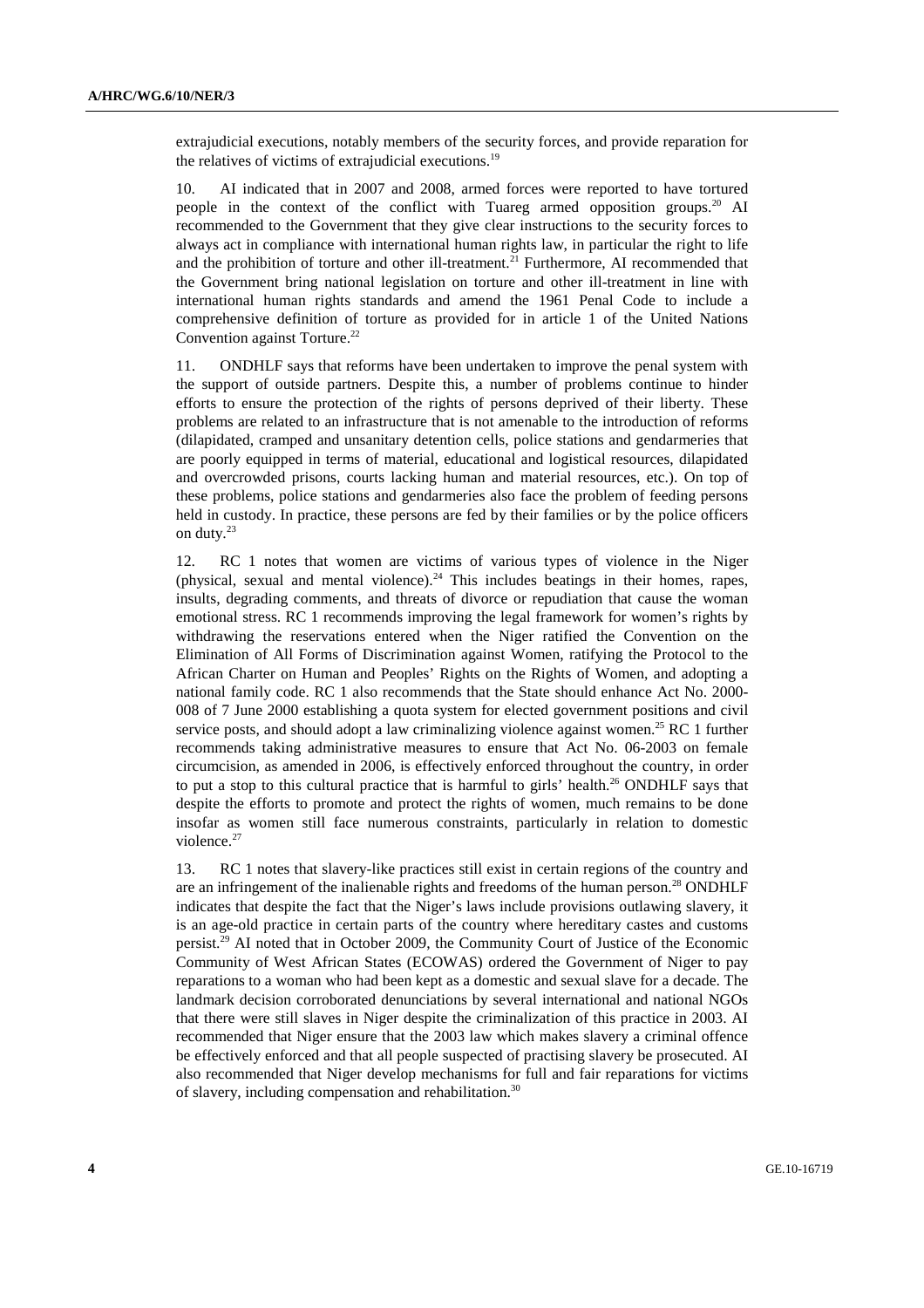extrajudicial executions, notably members of the security forces, and provide reparation for the relatives of victims of extrajudicial executions.[19]

10. AI indicated that in 2007 and 2008, armed forces were reported to have tortured people in the context of the conflict with Tuareg armed opposition groups.[20] AI recommended to the Government that they give clear instructions to the security forces to always act in compliance with international human rights law, in particular the right to life and the prohibition of torture and other ill-treatment.[21] Furthermore, AI recommended that the Government bring national legislation on torture and other ill-treatment in line with international human rights standards and amend the 1961 Penal Code to include a comprehensive definition of torture as provided for in article 1 of the United Nations Convention against Torture.[22]

11. ONDHLF says that reforms have been undertaken to improve the penal system with the support of outside partners. Despite this, a number of problems continue to hinder efforts to ensure the protection of the rights of persons deprived of their liberty. These problems are related to an infrastructure that is not amenable to the introduction of reforms (dilapidated, cramped and unsanitary detention cells, police stations and gendarmeries that are poorly equipped in terms of material, educational and logistical resources, dilapidated and overcrowded prisons, courts lacking human and material resources, etc.). On top of these problems, police stations and gendarmeries also face the problem of feeding persons held in custody. In practice, these persons are fed by their families or by the police officers on duty.[23]

12. RC 1 notes that women are victims of various types of violence in the Niger (physical, sexual and mental violence).[24] This includes beatings in their homes, rapes, insults, degrading comments, and threats of divorce or repudiation that cause the woman emotional stress. RC 1 recommends improving the legal framework for women's rights by withdrawing the reservations entered when the Niger ratified the Convention on the Elimination of All Forms of Discrimination against Women, ratifying the Protocol to the African Charter on Human and Peoples' Rights on the Rights of Women, and adopting a national family code. RC 1 also recommends that the State should enhance Act No. 2000-008 of 7 June 2000 establishing a quota system for elected government positions and civil service posts, and should adopt a law criminalizing violence against women.[25] RC 1 further recommends taking administrative measures to ensure that Act No. 06-2003 on female circumcision, as amended in 2006, is effectively enforced throughout the country, in order to put a stop to this cultural practice that is harmful to girls' health.[26] ONDHLF says that despite the efforts to promote and protect the rights of women, much remains to be done insofar as women still face numerous constraints, particularly in relation to domestic violence.[27]

13. RC 1 notes that slavery-like practices still exist in certain regions of the country and are an infringement of the inalienable rights and freedoms of the human person.[28] ONDHLF indicates that despite the fact that the Niger's laws include provisions outlawing slavery, it is an age-old practice in certain parts of the country where hereditary castes and customs persist.[29] AI noted that in October 2009, the Community Court of Justice of the Economic Community of West African States (ECOWAS) ordered the Government of Niger to pay reparations to a woman who had been kept as a domestic and sexual slave for a decade. The landmark decision corroborated denunciations by several international and national NGOs that there were still slaves in Niger despite the criminalization of this practice in 2003. AI recommended that Niger ensure that the 2003 law which makes slavery a criminal offence be effectively enforced and that all people suspected of practising slavery be prosecuted. AI also recommended that Niger develop mechanisms for full and fair reparations for victims of slavery, including compensation and rehabilitation.[30]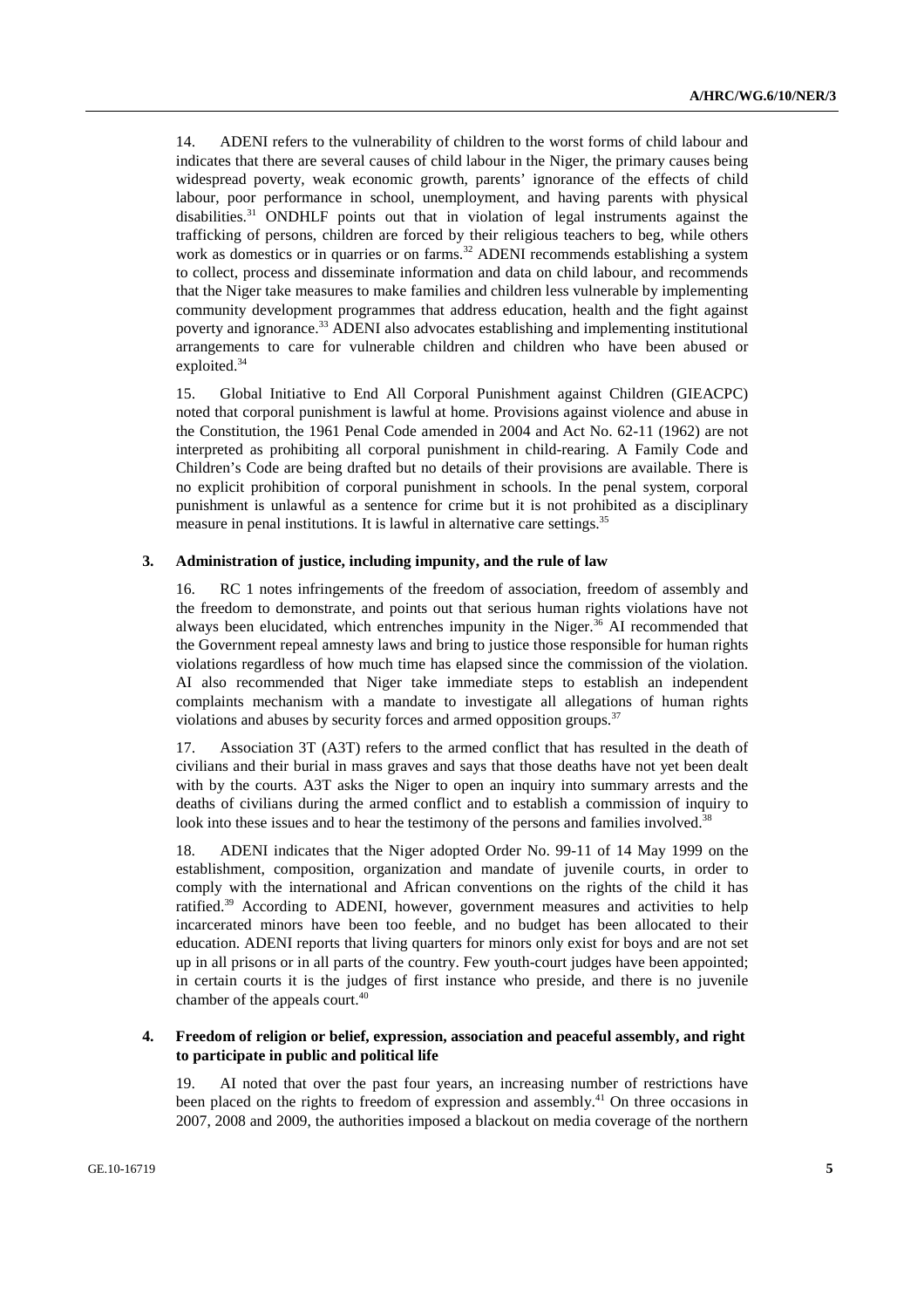14. ADENI refers to the vulnerability of children to the worst forms of child labour and indicates that there are several causes of child labour in the Niger, the primary causes being widespread poverty, weak economic growth, parents' ignorance of the effects of child labour, poor performance in school, unemployment, and having parents with physical disabilities.[31] ONDHLF points out that in violation of legal instruments against the trafficking of persons, children are forced by their religious teachers to beg, while others work as domestics or in quarries or on farms.[32] ADENI recommends establishing a system to collect, process and disseminate information and data on child labour, and recommends that the Niger take measures to make families and children less vulnerable by implementing community development programmes that address education, health and the fight against poverty and ignorance.[33] ADENI also advocates establishing and implementing institutional arrangements to care for vulnerable children and children who have been abused or exploited.[34]

15. Global Initiative to End All Corporal Punishment against Children (GIEACPC) noted that corporal punishment is lawful at home. Provisions against violence and abuse in the Constitution, the 1961 Penal Code amended in 2004 and Act No. 62-11 (1962) are not interpreted as prohibiting all corporal punishment in child-rearing. A Family Code and Children's Code are being drafted but no details of their provisions are available. There is no explicit prohibition of corporal punishment in schools. In the penal system, corporal punishment is unlawful as a sentence for crime but it is not prohibited as a disciplinary measure in penal institutions. It is lawful in alternative care settings.[35]

### 3. Administration of justice, including impunity, and the rule of law

16. RC 1 notes infringements of the freedom of association, freedom of assembly and the freedom to demonstrate, and points out that serious human rights violations have not always been elucidated, which entrenches impunity in the Niger.[36] AI recommended that the Government repeal amnesty laws and bring to justice those responsible for human rights violations regardless of how much time has elapsed since the commission of the violation. AI also recommended that Niger take immediate steps to establish an independent complaints mechanism with a mandate to investigate all allegations of human rights violations and abuses by security forces and armed opposition groups.[37]

17. Association 3T (A3T) refers to the armed conflict that has resulted in the death of civilians and their burial in mass graves and says that those deaths have not yet been dealt with by the courts. A3T asks the Niger to open an inquiry into summary arrests and the deaths of civilians during the armed conflict and to establish a commission of inquiry to look into these issues and to hear the testimony of the persons and families involved.[38]

18. ADENI indicates that the Niger adopted Order No. 99-11 of 14 May 1999 on the establishment, composition, organization and mandate of juvenile courts, in order to comply with the international and African conventions on the rights of the child it has ratified.[39] According to ADENI, however, government measures and activities to help incarcerated minors have been too feeble, and no budget has been allocated to their education. ADENI reports that living quarters for minors only exist for boys and are not set up in all prisons or in all parts of the country. Few youth-court judges have been appointed; in certain courts it is the judges of first instance who preside, and there is no juvenile chamber of the appeals court.[40]

### 4. Freedom of religion or belief, expression, association and peaceful assembly, and right to participate in public and political life

19. AI noted that over the past four years, an increasing number of restrictions have been placed on the rights to freedom of expression and assembly.[41] On three occasions in 2007, 2008 and 2009, the authorities imposed a blackout on media coverage of the northern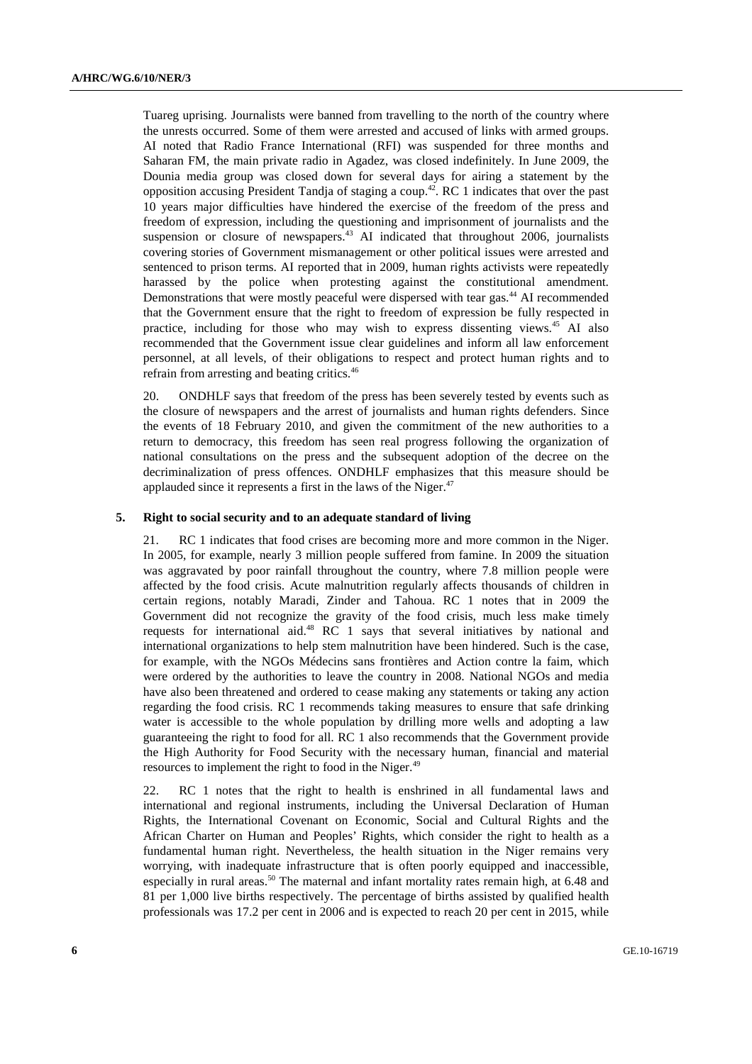Tuareg uprising. Journalists were banned from travelling to the north of the country where the unrests occurred. Some of them were arrested and accused of links with armed groups. AI noted that Radio France International (RFI) was suspended for three months and Saharan FM, the main private radio in Agadez, was closed indefinitely. In June 2009, the Dounia media group was closed down for several days for airing a statement by the opposition accusing President Tandja of staging a coup.[42]. RC 1 indicates that over the past 10 years major difficulties have hindered the exercise of the freedom of the press and freedom of expression, including the questioning and imprisonment of journalists and the suspension or closure of newspapers.[43] AI indicated that throughout 2006, journalists covering stories of Government mismanagement or other political issues were arrested and sentenced to prison terms. AI reported that in 2009, human rights activists were repeatedly harassed by the police when protesting against the constitutional amendment. Demonstrations that were mostly peaceful were dispersed with tear gas.[44] AI recommended that the Government ensure that the right to freedom of expression be fully respected in practice, including for those who may wish to express dissenting views.[45] AI also recommended that the Government issue clear guidelines and inform all law enforcement personnel, at all levels, of their obligations to respect and protect human rights and to refrain from arresting and beating critics.[46]

20. ONDHLF says that freedom of the press has been severely tested by events such as the closure of newspapers and the arrest of journalists and human rights defenders. Since the events of 18 February 2010, and given the commitment of the new authorities to a return to democracy, this freedom has seen real progress following the organization of national consultations on the press and the subsequent adoption of the decree on the decriminalization of press offences. ONDHLF emphasizes that this measure should be applauded since it represents a first in the laws of the Niger.[47]

### 5. Right to social security and to an adequate standard of living

21. RC 1 indicates that food crises are becoming more and more common in the Niger. In 2005, for example, nearly 3 million people suffered from famine. In 2009 the situation was aggravated by poor rainfall throughout the country, where 7.8 million people were affected by the food crisis. Acute malnutrition regularly affects thousands of children in certain regions, notably Maradi, Zinder and Tahoua. RC 1 notes that in 2009 the Government did not recognize the gravity of the food crisis, much less make timely requests for international aid.[48] RC 1 says that several initiatives by national and international organizations to help stem malnutrition have been hindered. Such is the case, for example, with the NGOs Médecins sans frontières and Action contre la faim, which were ordered by the authorities to leave the country in 2008. National NGOs and media have also been threatened and ordered to cease making any statements or taking any action regarding the food crisis. RC 1 recommends taking measures to ensure that safe drinking water is accessible to the whole population by drilling more wells and adopting a law guaranteeing the right to food for all. RC 1 also recommends that the Government provide the High Authority for Food Security with the necessary human, financial and material resources to implement the right to food in the Niger.[49]

22. RC 1 notes that the right to health is enshrined in all fundamental laws and international and regional instruments, including the Universal Declaration of Human Rights, the International Covenant on Economic, Social and Cultural Rights and the African Charter on Human and Peoples' Rights, which consider the right to health as a fundamental human right. Nevertheless, the health situation in the Niger remains very worrying, with inadequate infrastructure that is often poorly equipped and inaccessible, especially in rural areas.[50] The maternal and infant mortality rates remain high, at 6.48 and 81 per 1,000 live births respectively. The percentage of births assisted by qualified health professionals was 17.2 per cent in 2006 and is expected to reach 20 per cent in 2015, while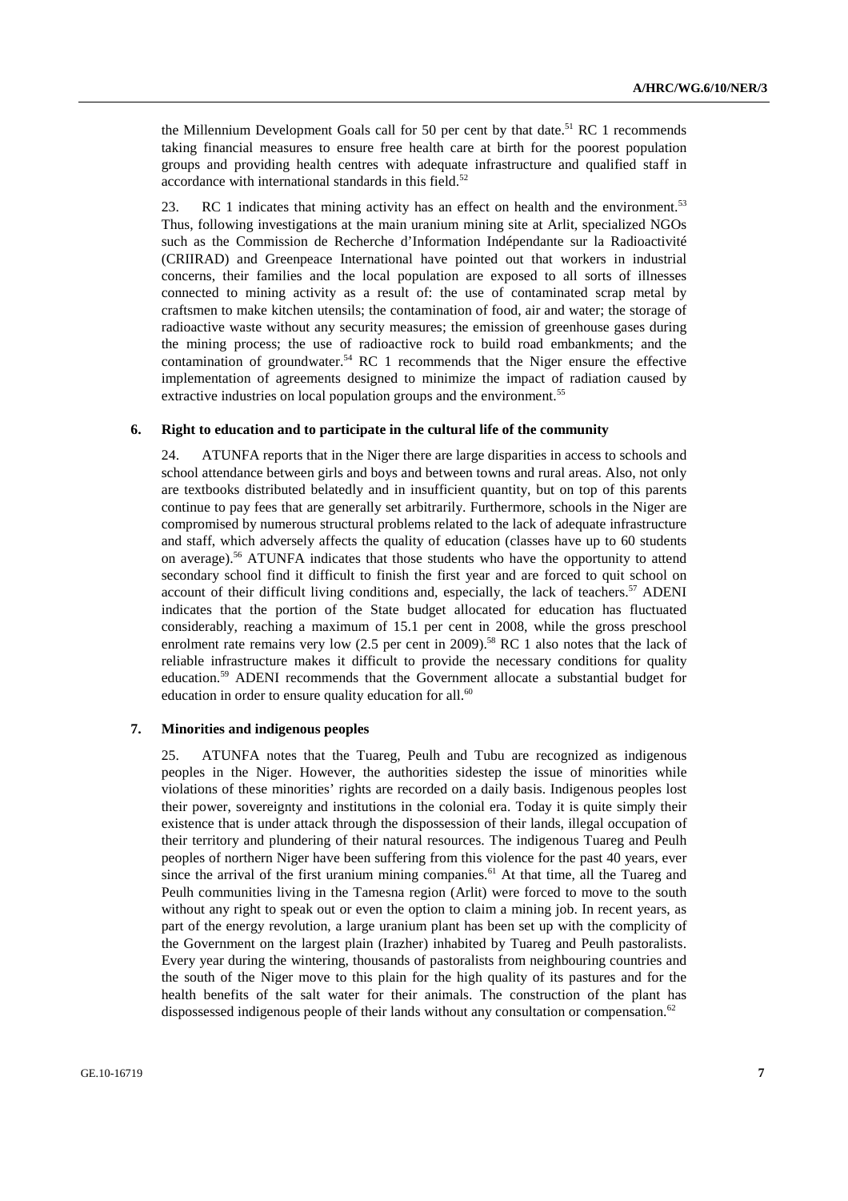the Millennium Development Goals call for 50 per cent by that date.[51] RC 1 recommends taking financial measures to ensure free health care at birth for the poorest population groups and providing health centres with adequate infrastructure and qualified staff in accordance with international standards in this field.[52]

23. RC 1 indicates that mining activity has an effect on health and the environment.[53] Thus, following investigations at the main uranium mining site at Arlit, specialized NGOs such as the Commission de Recherche d'Information Indépendante sur la Radioactivité (CRIIRAD) and Greenpeace International have pointed out that workers in industrial concerns, their families and the local population are exposed to all sorts of illnesses connected to mining activity as a result of: the use of contaminated scrap metal by craftsmen to make kitchen utensils; the contamination of food, air and water; the storage of radioactive waste without any security measures; the emission of greenhouse gases during the mining process; the use of radioactive rock to build road embankments; and the contamination of groundwater.[54] RC 1 recommends that the Niger ensure the effective implementation of agreements designed to minimize the impact of radiation caused by extractive industries on local population groups and the environment.[55]

### 6. Right to education and to participate in the cultural life of the community

24. ATUNFA reports that in the Niger there are large disparities in access to schools and school attendance between girls and boys and between towns and rural areas. Also, not only are textbooks distributed belatedly and in insufficient quantity, but on top of this parents continue to pay fees that are generally set arbitrarily. Furthermore, schools in the Niger are compromised by numerous structural problems related to the lack of adequate infrastructure and staff, which adversely affects the quality of education (classes have up to 60 students on average).[56] ATUNFA indicates that those students who have the opportunity to attend secondary school find it difficult to finish the first year and are forced to quit school on account of their difficult living conditions and, especially, the lack of teachers.[57] ADENI indicates that the portion of the State budget allocated for education has fluctuated considerably, reaching a maximum of 15.1 per cent in 2008, while the gross preschool enrolment rate remains very low (2.5 per cent in 2009).[58] RC 1 also notes that the lack of reliable infrastructure makes it difficult to provide the necessary conditions for quality education.[59] ADENI recommends that the Government allocate a substantial budget for education in order to ensure quality education for all.[60]

### 7. Minorities and indigenous peoples

25. ATUNFA notes that the Tuareg, Peulh and Tubu are recognized as indigenous peoples in the Niger. However, the authorities sidestep the issue of minorities while violations of these minorities' rights are recorded on a daily basis. Indigenous peoples lost their power, sovereignty and institutions in the colonial era. Today it is quite simply their existence that is under attack through the dispossession of their lands, illegal occupation of their territory and plundering of their natural resources. The indigenous Tuareg and Peulh peoples of northern Niger have been suffering from this violence for the past 40 years, ever since the arrival of the first uranium mining companies.[61] At that time, all the Tuareg and Peulh communities living in the Tamesna region (Arlit) were forced to move to the south without any right to speak out or even the option to claim a mining job. In recent years, as part of the energy revolution, a large uranium plant has been set up with the complicity of the Government on the largest plain (Irazher) inhabited by Tuareg and Peulh pastoralists. Every year during the wintering, thousands of pastoralists from neighbouring countries and the south of the Niger move to this plain for the high quality of its pastures and for the health benefits of the salt water for their animals. The construction of the plant has dispossessed indigenous people of their lands without any consultation or compensation.[62]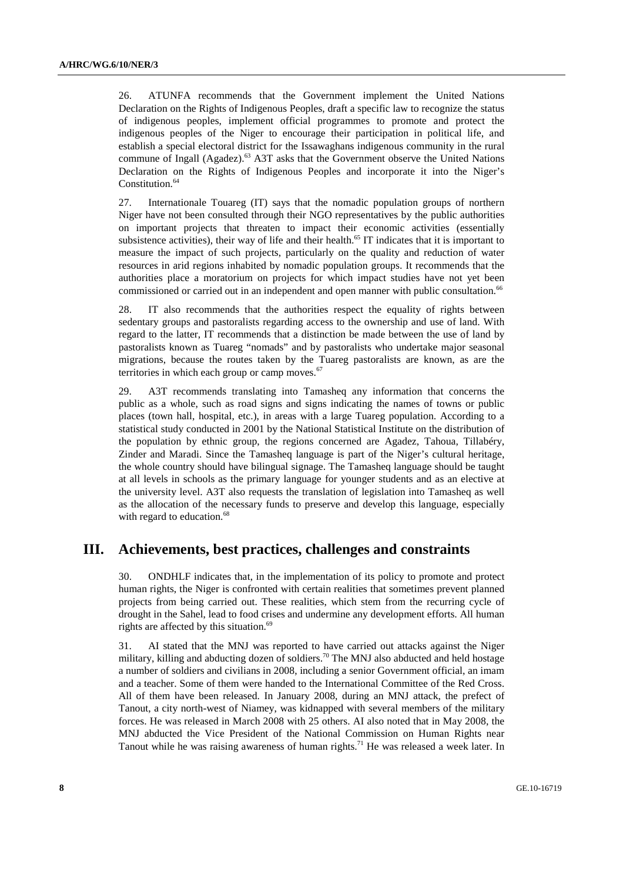26. ATUNFA recommends that the Government implement the United Nations Declaration on the Rights of Indigenous Peoples, draft a specific law to recognize the status of indigenous peoples, implement official programmes to promote and protect the indigenous peoples of the Niger to encourage their participation in political life, and establish a special electoral district for the Issawaghans indigenous community in the rural commune of Ingall (Agadez).[63] A3T asks that the Government observe the United Nations Declaration on the Rights of Indigenous Peoples and incorporate it into the Niger's Constitution.[64]

27. Internationale Touareg (IT) says that the nomadic population groups of northern Niger have not been consulted through their NGO representatives by the public authorities on important projects that threaten to impact their economic activities (essentially subsistence activities), their way of life and their health.[65] IT indicates that it is important to measure the impact of such projects, particularly on the quality and reduction of water resources in arid regions inhabited by nomadic population groups. It recommends that the authorities place a moratorium on projects for which impact studies have not yet been commissioned or carried out in an independent and open manner with public consultation.[66]

28. IT also recommends that the authorities respect the equality of rights between sedentary groups and pastoralists regarding access to the ownership and use of land. With regard to the latter, IT recommends that a distinction be made between the use of land by pastoralists known as Tuareg "nomads" and by pastoralists who undertake major seasonal migrations, because the routes taken by the Tuareg pastoralists are known, as are the territories in which each group or camp moves.[67]

29. A3T recommends translating into Tamasheq any information that concerns the public as a whole, such as road signs and signs indicating the names of towns or public places (town hall, hospital, etc.), in areas with a large Tuareg population. According to a statistical study conducted in 2001 by the National Statistical Institute on the distribution of the population by ethnic group, the regions concerned are Agadez, Tahoua, Tillabéry, Zinder and Maradi. Since the Tamasheq language is part of the Niger's cultural heritage, the whole country should have bilingual signage. The Tamasheq language should be taught at all levels in schools as the primary language for younger students and as an elective at the university level. A3T also requests the translation of legislation into Tamasheq as well as the allocation of the necessary funds to preserve and develop this language, especially with regard to education.[68]

## III. Achievements, best practices, challenges and constraints

30. ONDHLF indicates that, in the implementation of its policy to promote and protect human rights, the Niger is confronted with certain realities that sometimes prevent planned projects from being carried out. These realities, which stem from the recurring cycle of drought in the Sahel, lead to food crises and undermine any development efforts. All human rights are affected by this situation.[69]

31. AI stated that the MNJ was reported to have carried out attacks against the Niger military, killing and abducting dozen of soldiers.[70] The MNJ also abducted and held hostage a number of soldiers and civilians in 2008, including a senior Government official, an imam and a teacher. Some of them were handed to the International Committee of the Red Cross. All of them have been released. In January 2008, during an MNJ attack, the prefect of Tanout, a city north-west of Niamey, was kidnapped with several members of the military forces. He was released in March 2008 with 25 others. AI also noted that in May 2008, the MNJ abducted the Vice President of the National Commission on Human Rights near Tanout while he was raising awareness of human rights.[71] He was released a week later. In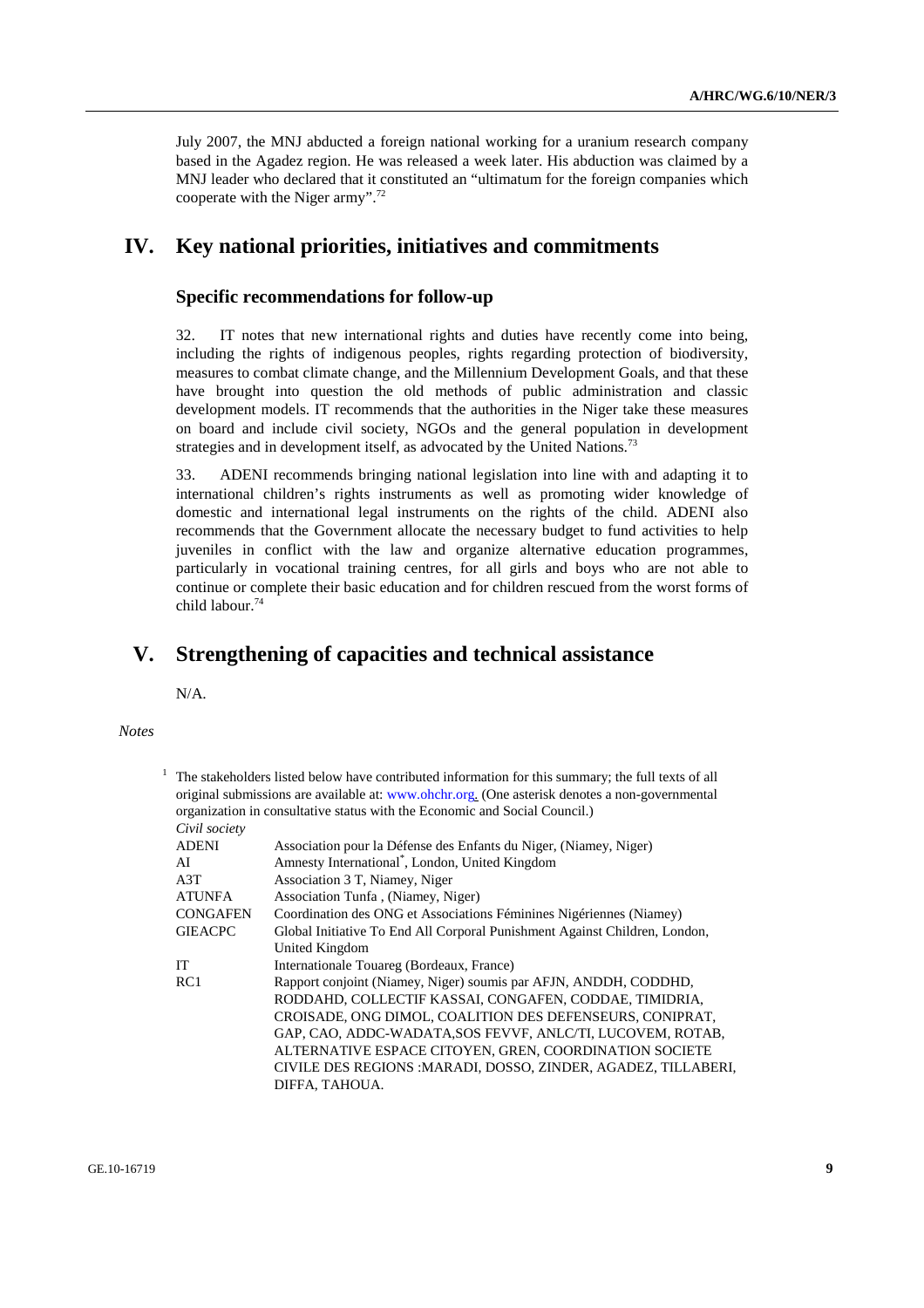July 2007, the MNJ abducted a foreign national working for a uranium research company based in the Agadez region. He was released a week later. His abduction was claimed by a MNJ leader who declared that it constituted an "ultimatum for the foreign companies which cooperate with the Niger army".[72]

# IV. Key national priorities, initiatives and commitments

## Specific recommendations for follow-up

32. IT notes that new international rights and duties have recently come into being, including the rights of indigenous peoples, rights regarding protection of biodiversity, measures to combat climate change, and the Millennium Development Goals, and that these have brought into question the old methods of public administration and classic development models. IT recommends that the authorities in the Niger take these measures on board and include civil society, NGOs and the general population in development strategies and in development itself, as advocated by the United Nations.[73]

33. ADENI recommends bringing national legislation into line with and adapting it to international children's rights instruments as well as promoting wider knowledge of domestic and international legal instruments on the rights of the child. ADENI also recommends that the Government allocate the necessary budget to fund activities to help juveniles in conflict with the law and organize alternative education programmes, particularly in vocational training centres, for all girls and boys who are not able to continue or complete their basic education and for children rescued from the worst forms of child labour.[74]

# V. Strengthening of capacities and technical assistance

N/A.

*Notes*

[1] The stakeholders listed below have contributed information for this summary; the full texts of all original submissions are available at: www.ohchr.org. (One asterisk denotes a non-governmental organization in consultative status with the Economic and Social Council.)

*Civil society*

| | |
|---|---|
| ADENI | Association pour la Défense des Enfants du Niger, (Niamey, Niger) |
| AI | Amnesty International*, London, United Kingdom |
| A3T | Association 3 T, Niamey, Niger |
| ATUNFA | Association Tunfa , (Niamey, Niger) |
| CONGAFEN | Coordination des ONG et Associations Féminines Nigériennes (Niamey) |
| GIEACPC | Global Initiative To End All Corporal Punishment Against Children, London, United Kingdom |
| IT | Internationale Touareg (Bordeaux, France) |
| RC1 | Rapport conjoint (Niamey, Niger) soumis par AFJN, ANDDH, CODDHD, RODDAHD, COLLECTIF KASSAI, CONGAFEN, CODDAE, TIMIDRIA, CROISADE, ONG DIMOL, COALITION DES DEFENSEURS, CONIPRAT, GAP, CAO, ADDC-WADATA,SOS FEVVF, ANLC/TI, LUCOVEM, ROTAB, ALTERNATIVE ESPACE CITOYEN, GREN, COORDINATION SOCIETE CIVILE DES REGIONS :MARADI, DOSSO, ZINDER, AGADEZ, TILLABERI, DIFFA, TAHOUA. |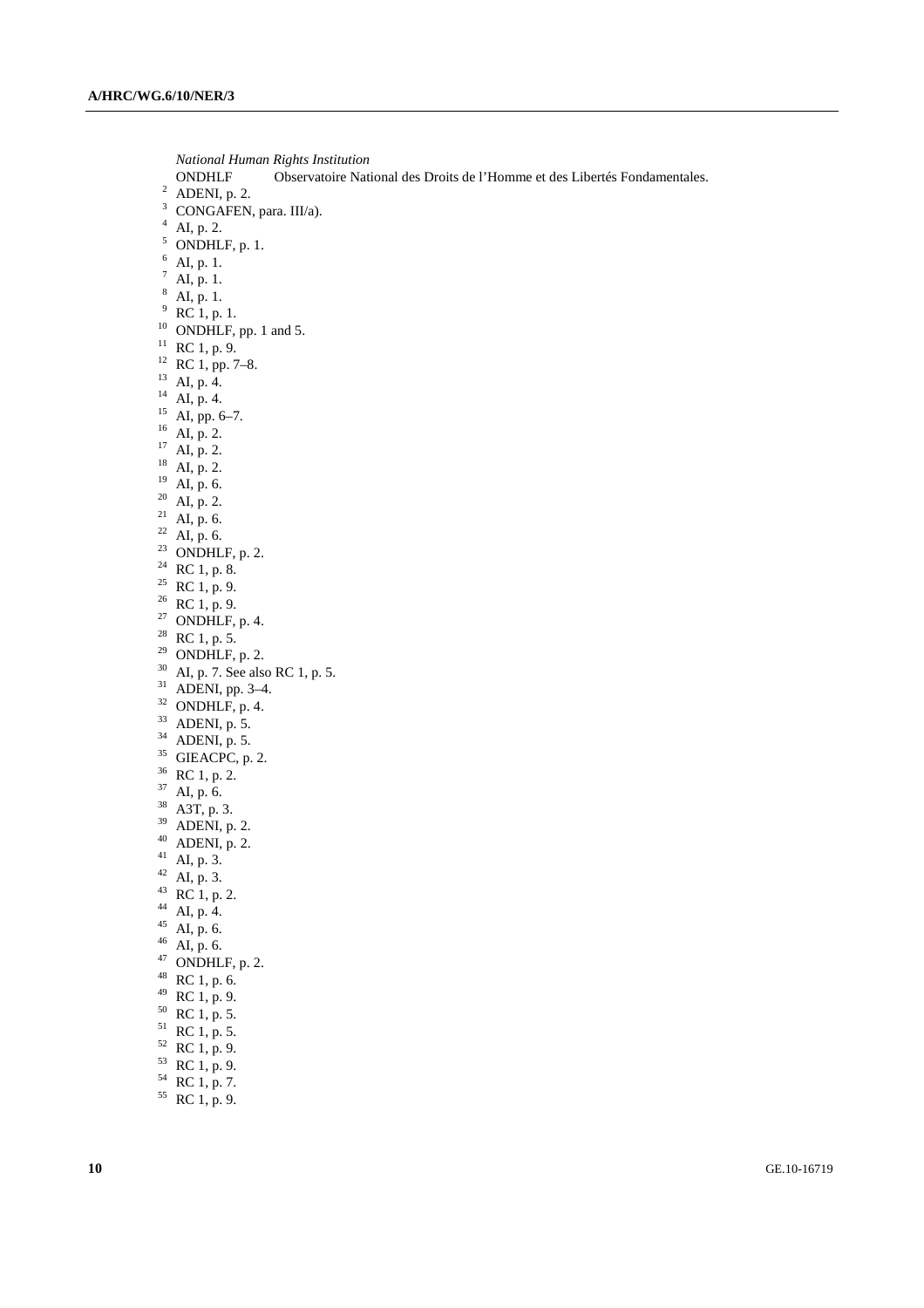*National Human Rights Institution*

ONDHLF Observatoire National des Droits de l'Homme et des Libertés Fondamentales.

[2] ADENI, p. 2.
[3] CONGAFEN, para. III/a).
[4] AI, p. 2.
[5] ONDHLF, p. 1.
[6] AI, p. 1.
[7] AI, p. 1.
[8] AI, p. 1.
[9] RC 1, p. 1.
[10] ONDHLF, pp. 1 and 5.
[11] RC 1, p. 9.
[12] RC 1, pp. 7–8.
[13] AI, p. 4.
[14] AI, p. 4.
[15] AI, pp. 6–7.
[16] AI, p. 2.
[17] AI, p. 2.
[18] AI, p. 2.
[19] AI, p. 6.
[20] AI, p. 2.
[21] AI, p. 6.
[22] AI, p. 6.
[23] ONDHLF, p. 2.
[24] RC 1, p. 8.
[25] RC 1, p. 9.
[26] RC 1, p. 9.
[27] ONDHLF, p. 4.
[28] RC 1, p. 5.
[29] ONDHLF, p. 2.
[30] AI, p. 7. See also RC 1, p. 5.
[31] ADENI, pp. 3–4.
[32] ONDHLF, p. 4.
[33] ADENI, p. 5.
[34] ADENI, p. 5.
[35] GIEACPC, p. 2.
[36] RC 1, p. 2.
[37] AI, p. 6.
[38] A3T, p. 3.
[39] ADENI, p. 2.
[40] ADENI, p. 2.
[41] AI, p. 3.
[42] AI, p. 3.
[43] RC 1, p. 2.
[44] AI, p. 4.
[45] AI, p. 6.
[46] AI, p. 6.
[47] ONDHLF, p. 2.
[48] RC 1, p. 6.
[49] RC 1, p. 9.
[50] RC 1, p. 5.
[51] RC 1, p. 5.
[52] RC 1, p. 9.
[53] RC 1, p. 9.
[54] RC 1, p. 7.
[55] RC 1, p. 9.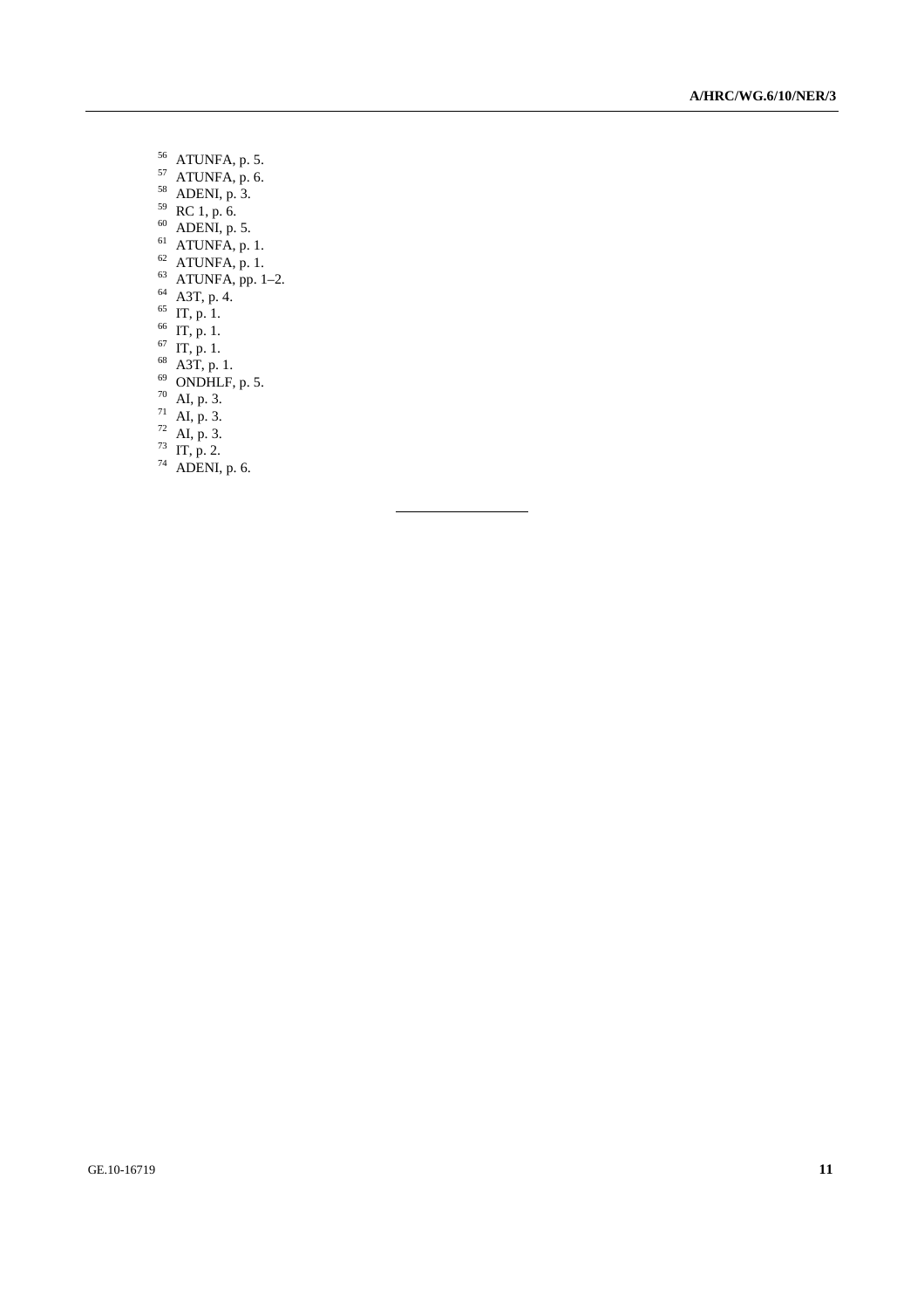[56] ATUNFA, p. 5.
[57] ATUNFA, p. 6.
[58] ADENI, p. 3.
[59] RC 1, p. 6.
[60] ADENI, p. 5.
[61] ATUNFA, p. 1.
[62] ATUNFA, p. 1.
[63] ATUNFA, pp. 1–2.
[64] A3T, p. 4.
[65] IT, p. 1.
[66] IT, p. 1.
[67] IT, p. 1.
[68] A3T, p. 1.
[69] ONDHLF, p. 5.
[70] AI, p. 3.
[71] AI, p. 3.
[72] AI, p. 3.
[73] IT, p. 2.
[74] ADENI, p. 6.